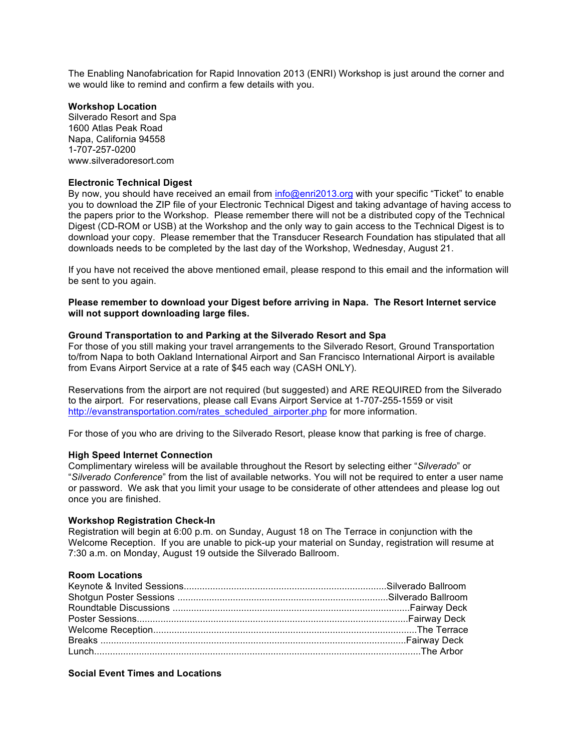The Enabling Nanofabrication for Rapid Innovation 2013 (ENRI) Workshop is just around the corner and we would like to remind and confirm a few details with you.

**Workshop Location**
Silverado Resort and Spa
1600 Atlas Peak Road
Napa, California 94558
1-707-257-0200
www.silveradoresort.com

**Electronic Technical Digest**
By now, you should have received an email from info@enri2013.org with your specific "Ticket" to enable you to download the ZIP file of your Electronic Technical Digest and taking advantage of having access to the papers prior to the Workshop. Please remember there will not be a distributed copy of the Technical Digest (CD-ROM or USB) at the Workshop and the only way to gain access to the Technical Digest is to download your copy. Please remember that the Transducer Research Foundation has stipulated that all downloads needs to be completed by the last day of the Workshop, Wednesday, August 21.

If you have not received the above mentioned email, please respond to this email and the information will be sent to you again.

**Please remember to download your Digest before arriving in Napa. The Resort Internet service will not support downloading large files.**

**Ground Transportation to and Parking at the Silverado Resort and Spa**
For those of you still making your travel arrangements to the Silverado Resort, Ground Transportation to/from Napa to both Oakland International Airport and San Francisco International Airport is available from Evans Airport Service at a rate of $45 each way (CASH ONLY).

Reservations from the airport are not required (but suggested) and ARE REQUIRED from the Silverado to the airport. For reservations, please call Evans Airport Service at 1-707-255-1559 or visit http://evanstransportation.com/rates_scheduled_airporter.php for more information.

For those of you who are driving to the Silverado Resort, please know that parking is free of charge.

**High Speed Internet Connection**
Complimentary wireless will be available throughout the Resort by selecting either "*Silverado*" or "*Silverado Conference*" from the list of available networks. You will not be required to enter a user name or password. We ask that you limit your usage to be considerate of other attendees and please log out once you are finished.

**Workshop Registration Check-In**
Registration will begin at 6:00 p.m. on Sunday, August 18 on The Terrace in conjunction with the Welcome Reception. If you are unable to pick-up your material on Sunday, registration will resume at 7:30 a.m. on Monday, August 19 outside the Silverado Ballroom.

**Room Locations**

| | |
|---|---|
| Keynote & Invited Sessions | Silverado Ballroom |
| Shotgun Poster Sessions | Silverado Ballroom |
| Roundtable Discussions | Fairway Deck |
| Poster Sessions | Fairway Deck |
| Welcome Reception | The Terrace |
| Breaks | Fairway Deck |
| Lunch | The Arbor |

**Social Event Times and Locations**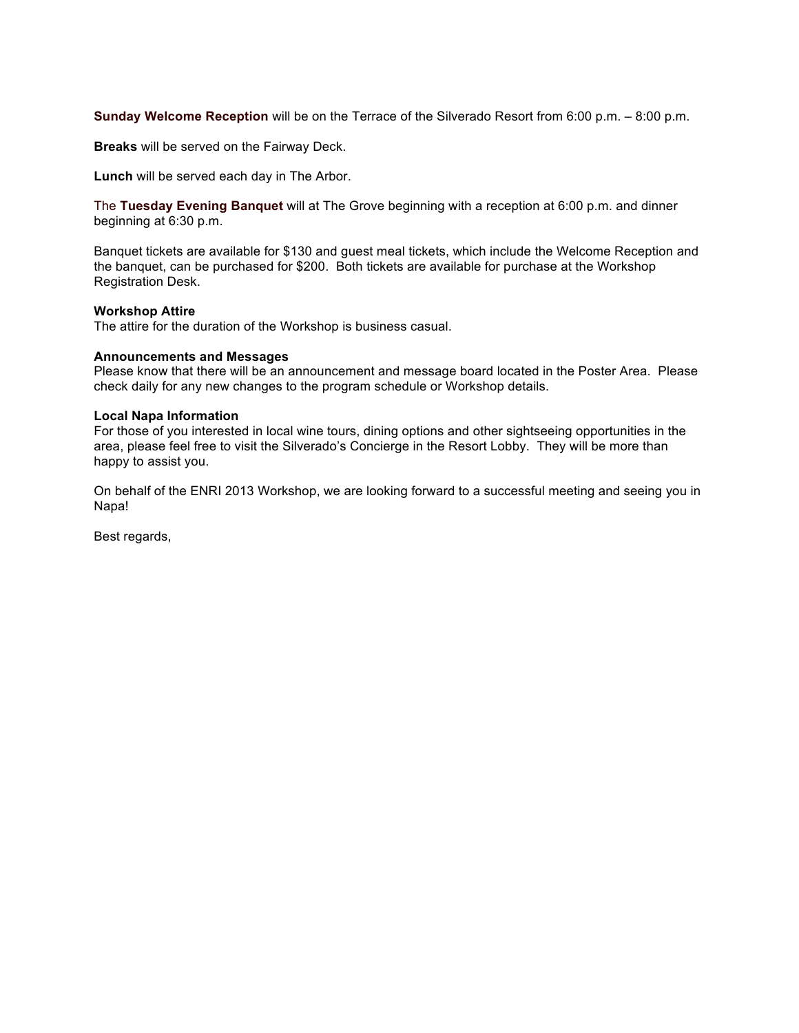**Sunday Welcome Reception** will be on the Terrace of the Silverado Resort from 6:00 p.m. – 8:00 p.m.

**Breaks** will be served on the Fairway Deck.

**Lunch** will be served each day in The Arbor.

The **Tuesday Evening Banquet** will at The Grove beginning with a reception at 6:00 p.m. and dinner beginning at 6:30 p.m.

Banquet tickets are available for $130 and guest meal tickets, which include the Welcome Reception and the banquet, can be purchased for $200. Both tickets are available for purchase at the Workshop Registration Desk.

**Workshop Attire**
The attire for the duration of the Workshop is business casual.

**Announcements and Messages**
Please know that there will be an announcement and message board located in the Poster Area. Please check daily for any new changes to the program schedule or Workshop details.

**Local Napa Information**
For those of you interested in local wine tours, dining options and other sightseeing opportunities in the area, please feel free to visit the Silverado's Concierge in the Resort Lobby. They will be more than happy to assist you.

On behalf of the ENRI 2013 Workshop, we are looking forward to a successful meeting and seeing you in Napa!

Best regards,